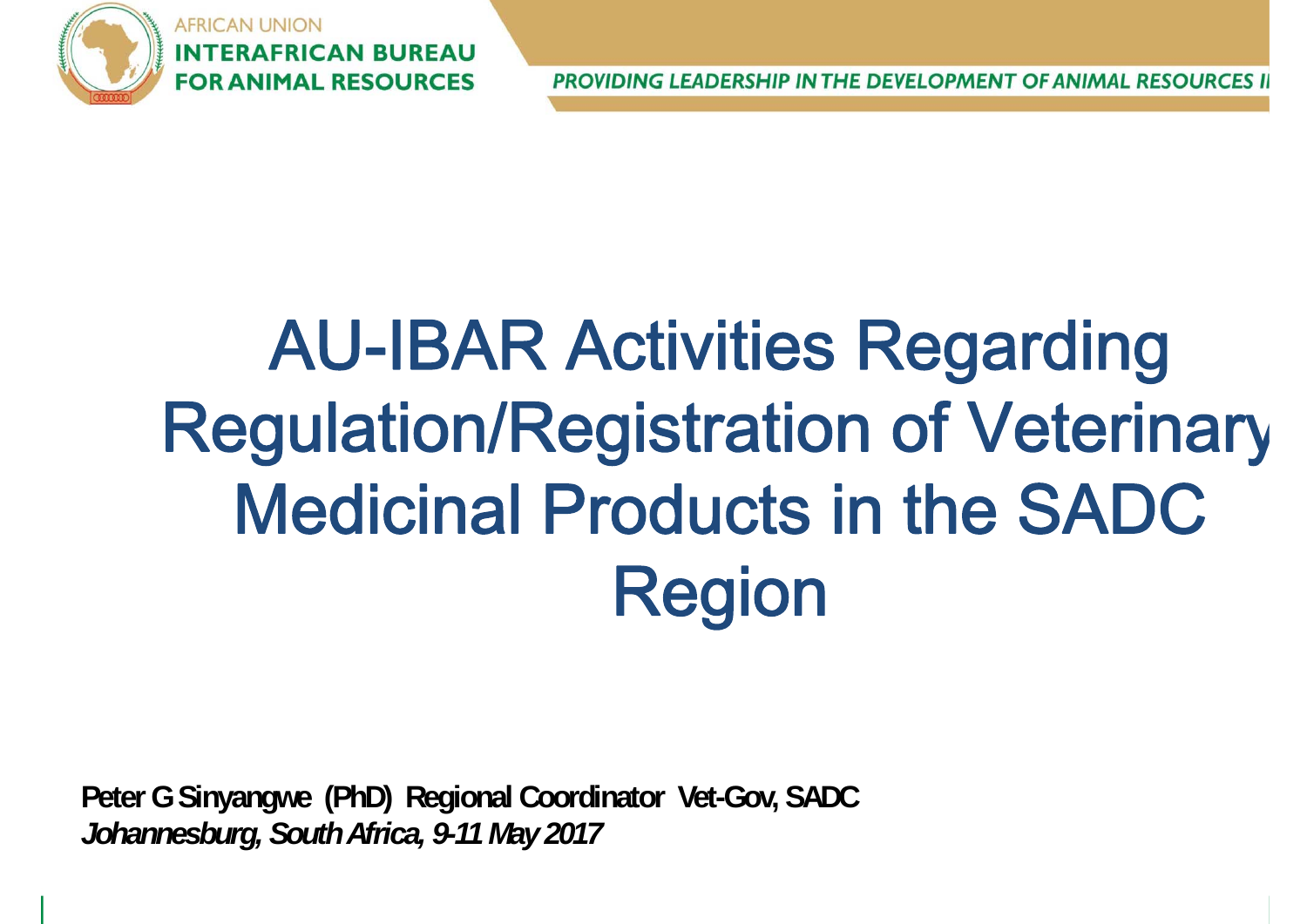AFRICAN UNION
INTERAFRICAN BUREAU
FOR ANIMAL RESOURCES

*PROVIDING LEADERSHIP IN THE DEVELOPMENT OF ANIMAL RESOURCES I*

# AU-IBAR Activities Regarding Regulation/Registration of Veterinary Medicinal Products in the SADC Region

**Peter G Sinyangwe (PhD) Regional Coordinator Vet-Gov, SADC**
***Johannesburg, South Africa, 9-11 May 2017***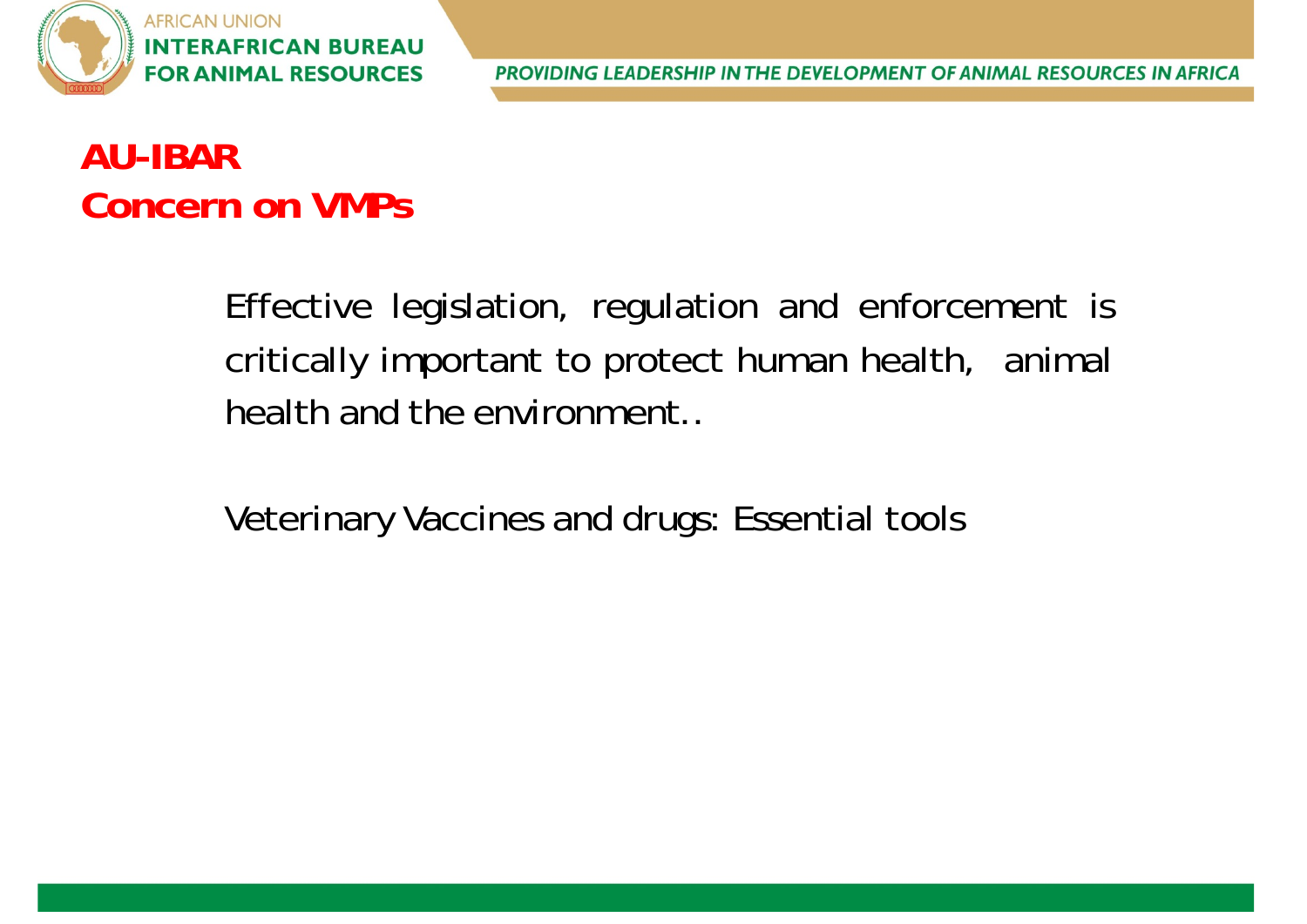# AU-IBAR
# Concern on VMPs

Effective legislation, regulation and enforcement is critically important to protect human health, animal health and the environment..

Veterinary Vaccines and drugs: Essential tools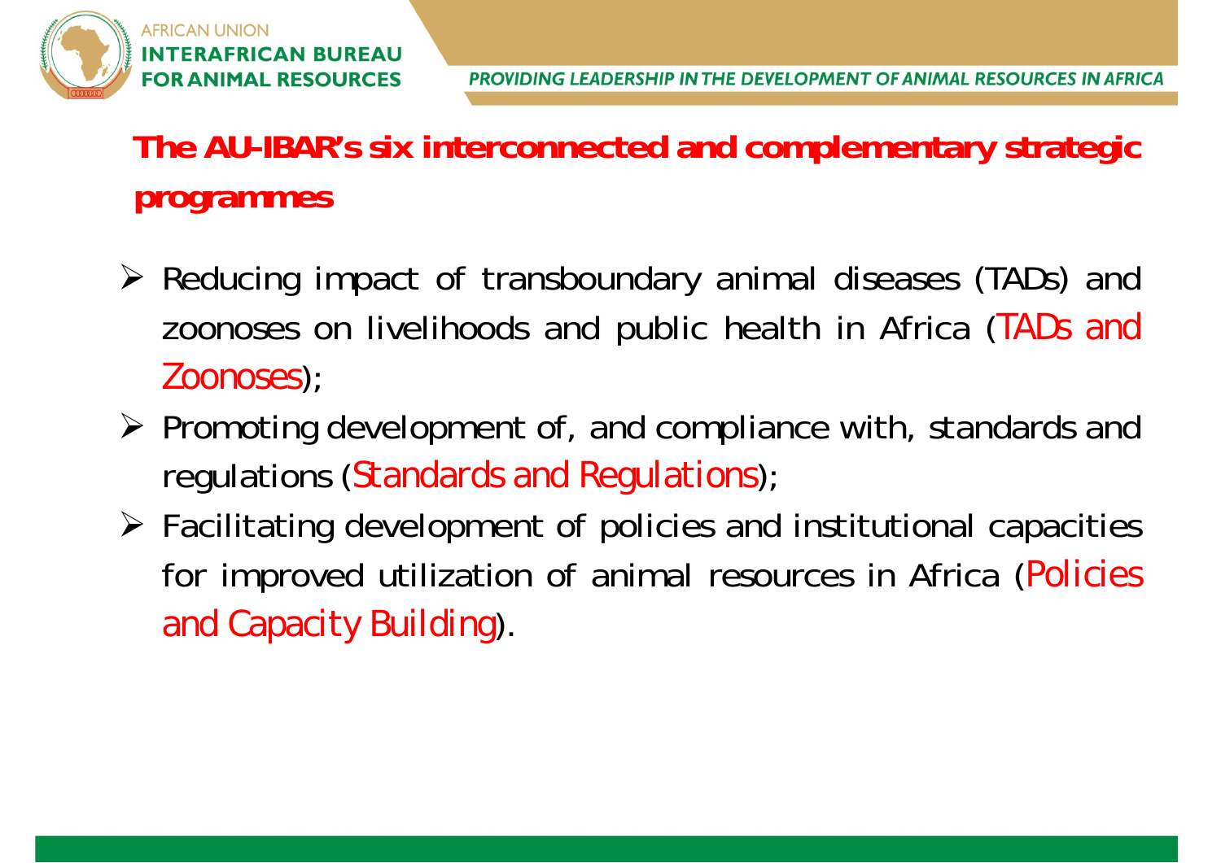## The AU-IBAR's six interconnected and complementary strategic programmes

- Reducing impact of transboundary animal diseases (TADs) and zoonoses on livelihoods and public health in Africa (TADs and Zoonoses);
- Promoting development of, and compliance with, standards and regulations (Standards and Regulations);
- Facilitating development of policies and institutional capacities for improved utilization of animal resources in Africa (Policies and Capacity Building).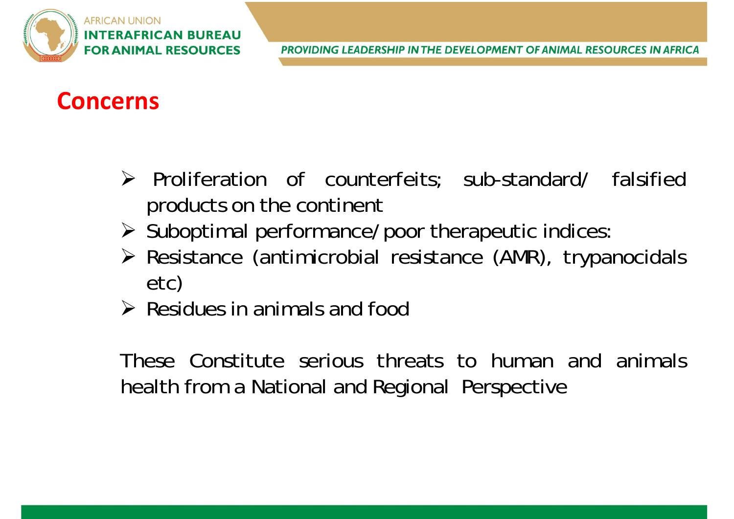## Concerns

- Proliferation of counterfeits; sub-standard/ falsified products on the continent
- Suboptimal performance/poor therapeutic indices:
- Resistance (antimicrobial resistance (AMR), trypanocidals etc)
- Residues in animals and food

These Constitute serious threats to human and animals health from a National and Regional Perspective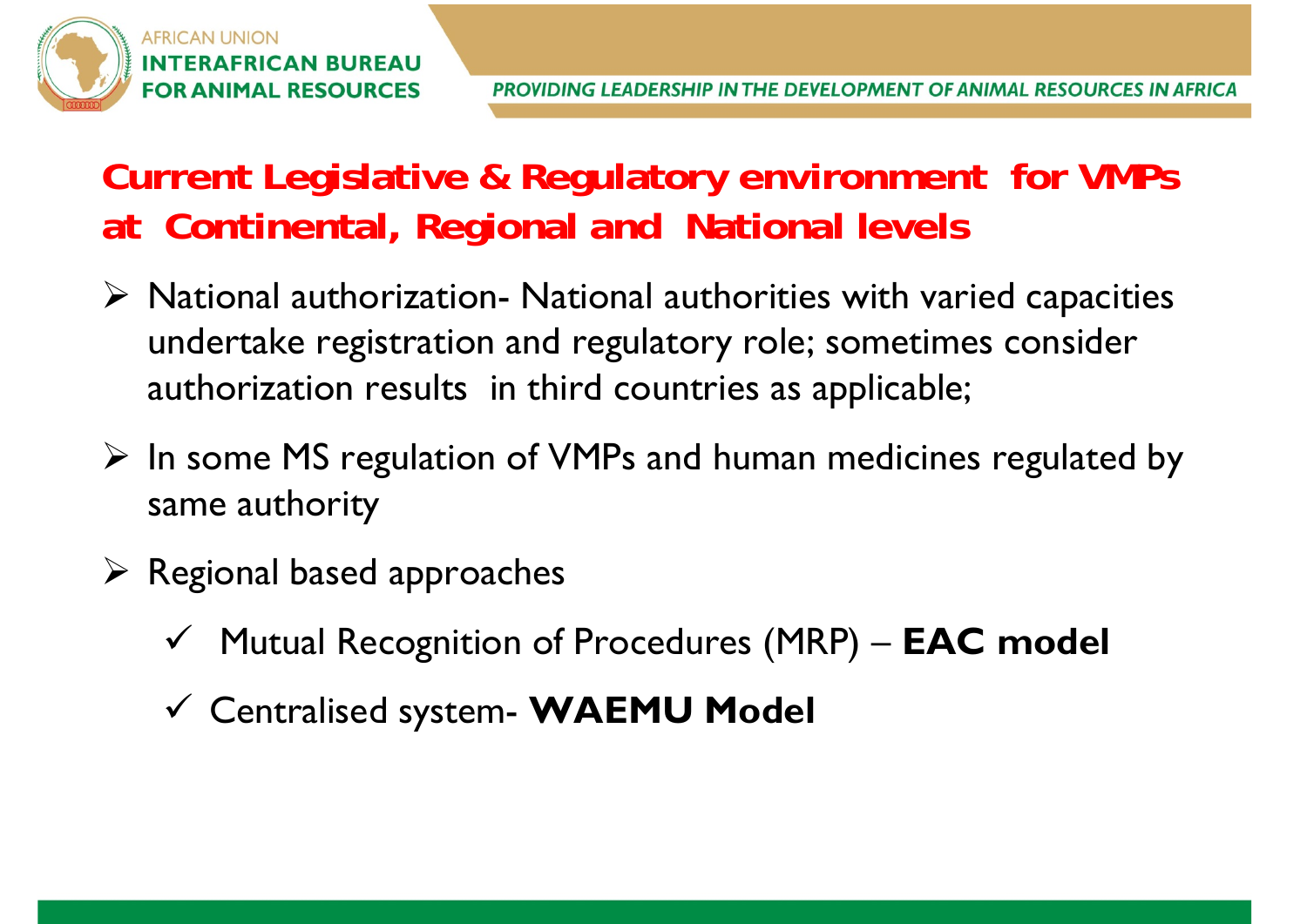## Current Legislative & Regulatory environment for VMPs at Continental, Regional and National levels

- National authorization- National authorities with varied capacities undertake registration and regulatory role; sometimes consider authorization results in third countries as applicable;
- In some MS regulation of VMPs and human medicines regulated by same authority
- Regional based approaches
  - ✓ Mutual Recognition of Procedures (MRP) – **EAC model**
  - ✓ Centralised system- **WAEMU Model**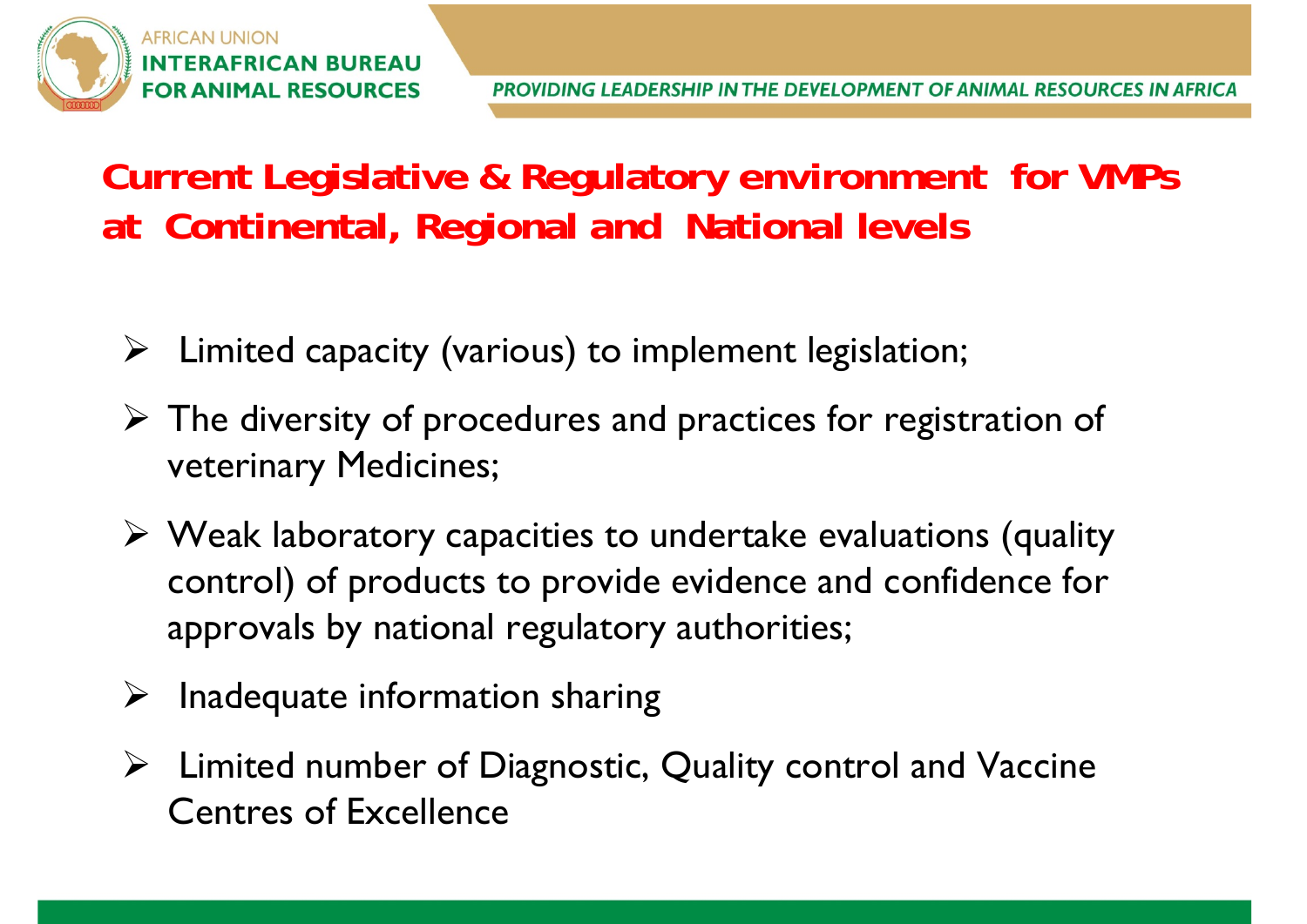## Current Legislative & Regulatory environment for VMPs at Continental, Regional and National levels

- Limited capacity (various) to implement legislation;
- The diversity of procedures and practices for registration of veterinary Medicines;
- Weak laboratory capacities to undertake evaluations (quality control) of products to provide evidence and confidence for approvals by national regulatory authorities;
- Inadequate information sharing
- Limited number of Diagnostic, Quality control and Vaccine Centres of Excellence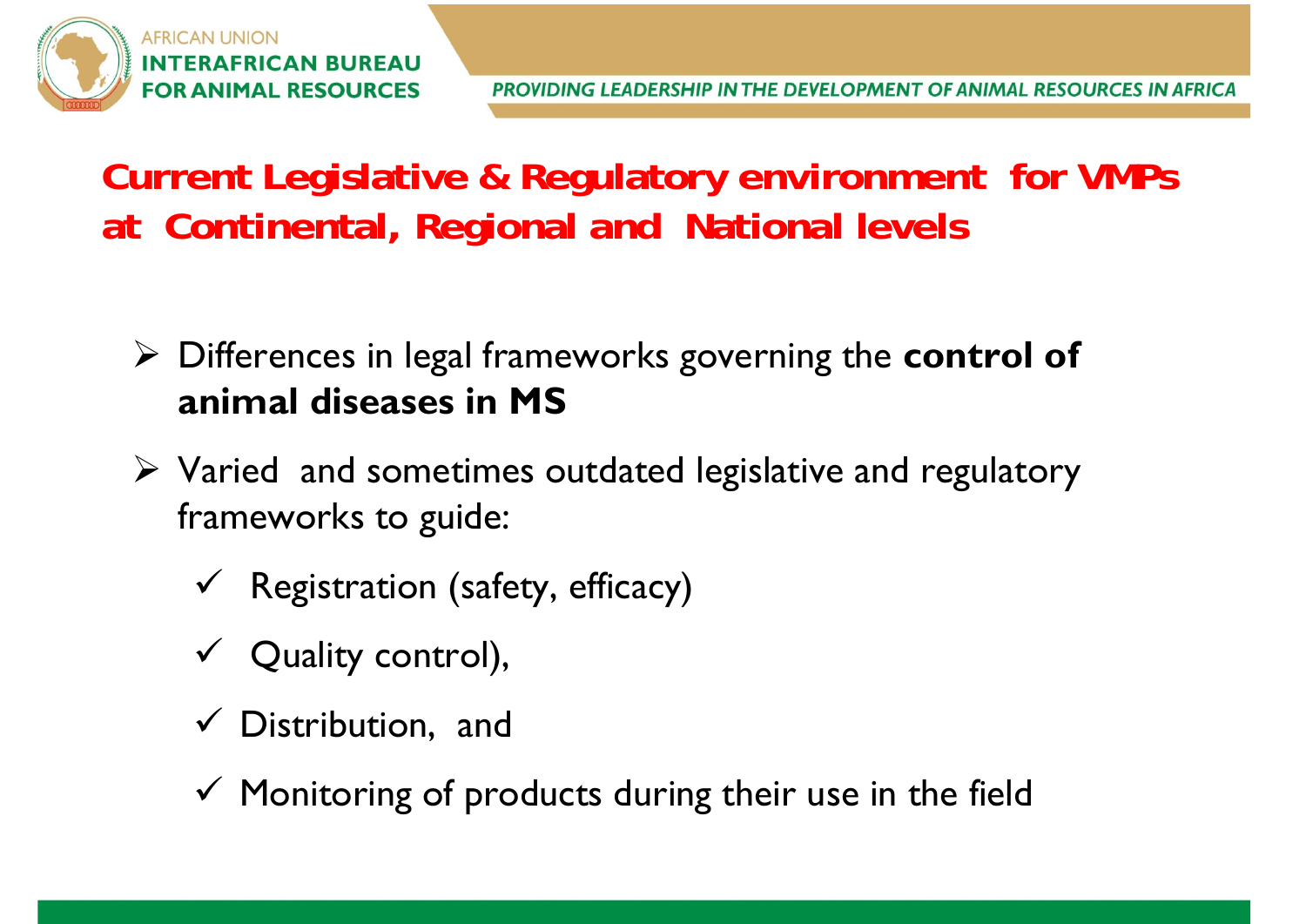# Current Legislative & Regulatory environment for VMPs at Continental, Regional and National levels

- Differences in legal frameworks governing the **control of animal diseases in MS**
- Varied and sometimes outdated legislative and regulatory frameworks to guide:
  - ✓ Registration (safety, efficacy)
  - ✓ Quality control),
  - ✓ Distribution, and
  - ✓ Monitoring of products during their use in the field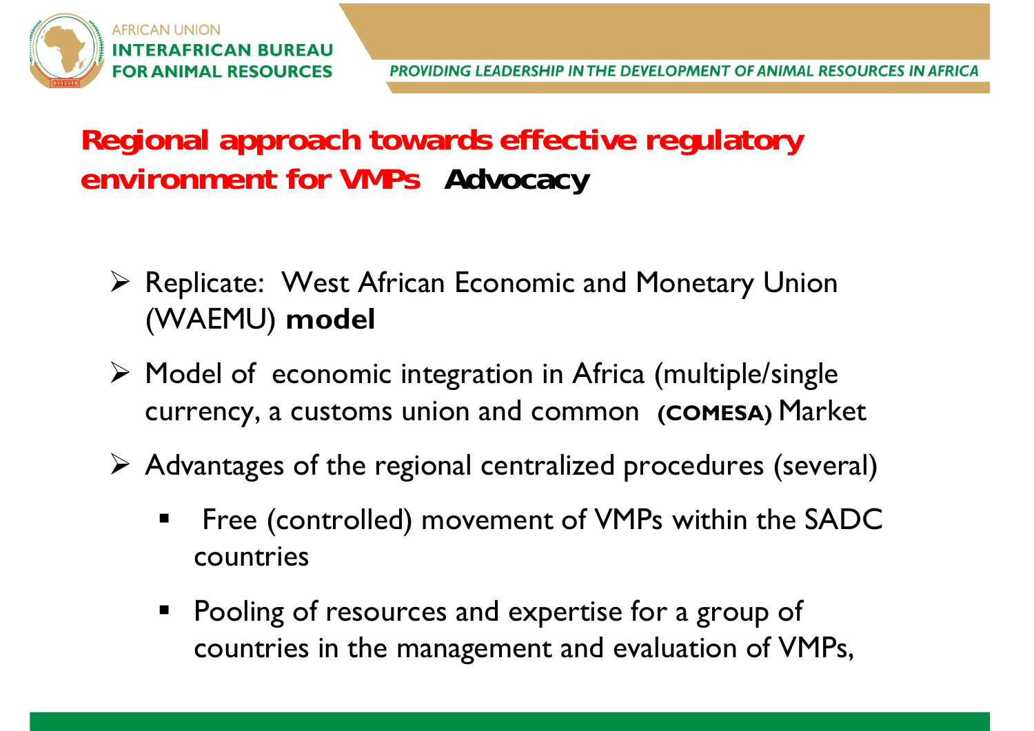## Regional approach towards effective regulatory environment for VMPs **Advocacy**

- Replicate: West African Economic and Monetary Union (WAEMU) **model**
- Model of economic integration in Africa (multiple/single currency, a customs union and common **(COMESA)** Market
- Advantages of the regional centralized procedures (several)
  - Free (controlled) movement of VMPs within the SADC countries
  - Pooling of resources and expertise for a group of countries in the management and evaluation of VMPs,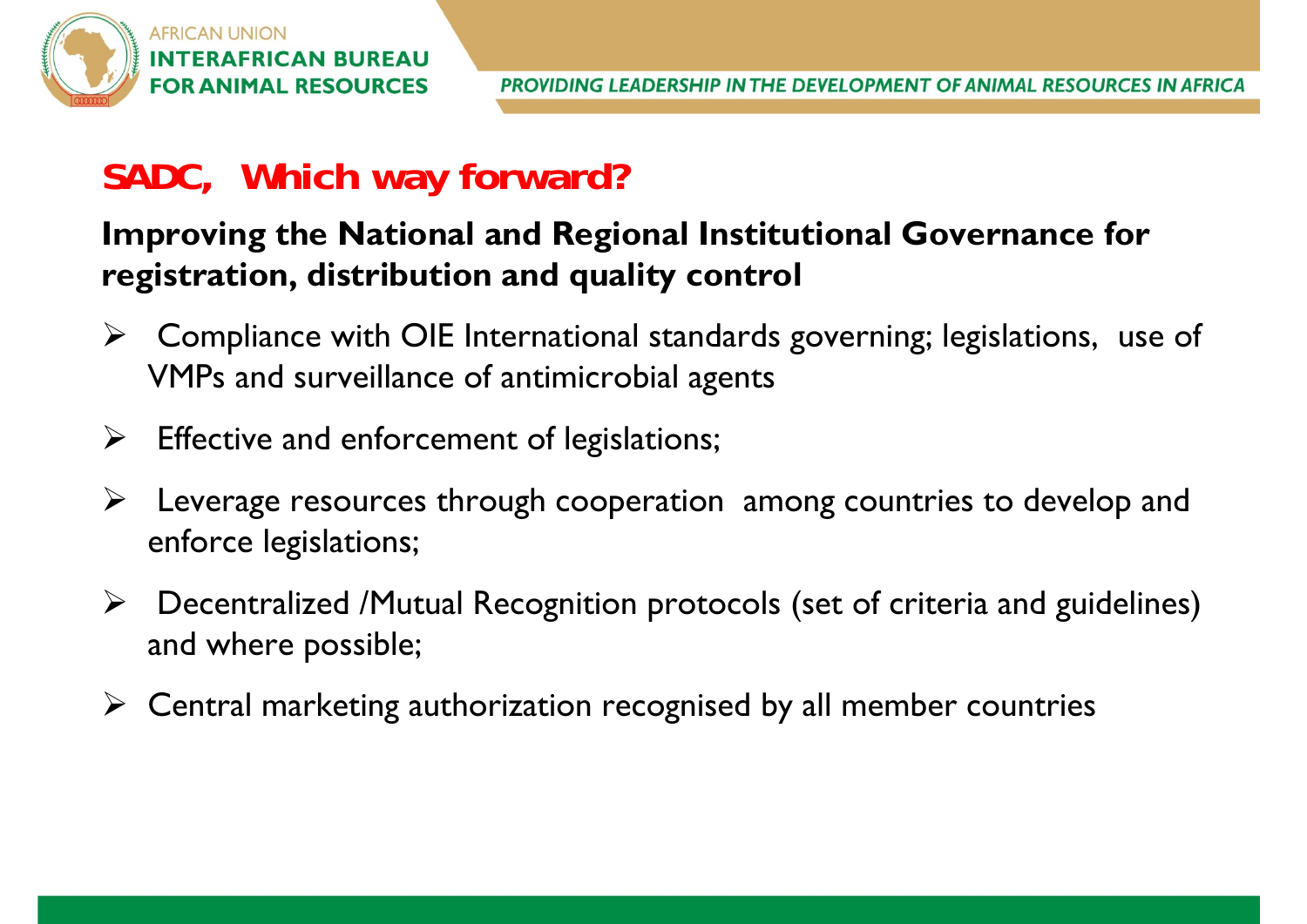## SADC, Which way forward?

**Improving the National and Regional Institutional Governance for registration, distribution and quality control**

- Compliance with OIE International standards governing; legislations, use of VMPs and surveillance of antimicrobial agents
- Effective and enforcement of legislations;
- Leverage resources through cooperation among countries to develop and enforce legislations;
- Decentralized /Mutual Recognition protocols (set of criteria and guidelines) and where possible;
- Central marketing authorization recognised by all member countries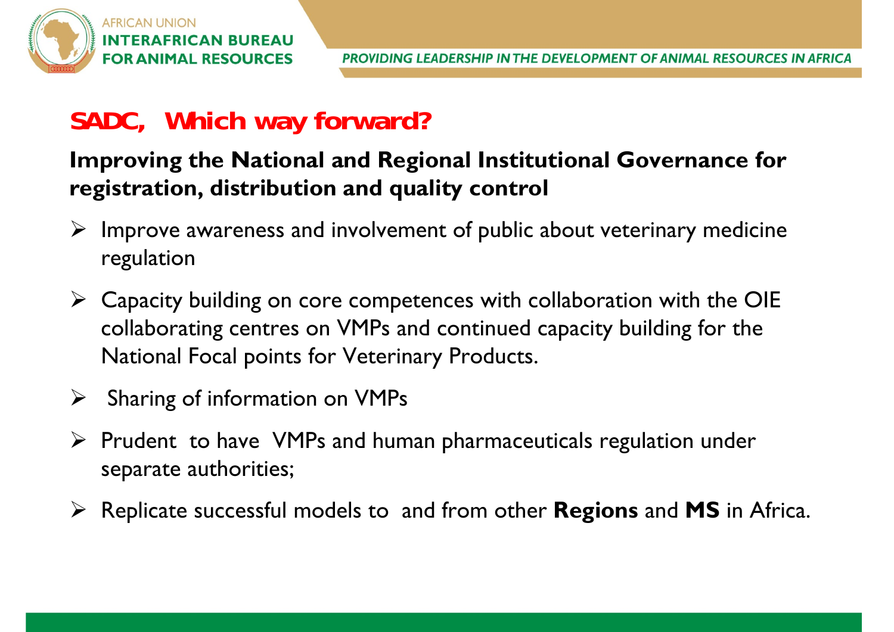## SADC, Which way forward?

**Improving the National and Regional Institutional Governance for registration, distribution and quality control**

- Improve awareness and involvement of public about veterinary medicine regulation
- Capacity building on core competences with collaboration with the OIE collaborating centres on VMPs and continued capacity building for the National Focal points for Veterinary Products.
- Sharing of information on VMPs
- Prudent to have VMPs and human pharmaceuticals regulation under separate authorities;
- Replicate successful models to and from other **Regions** and **MS** in Africa.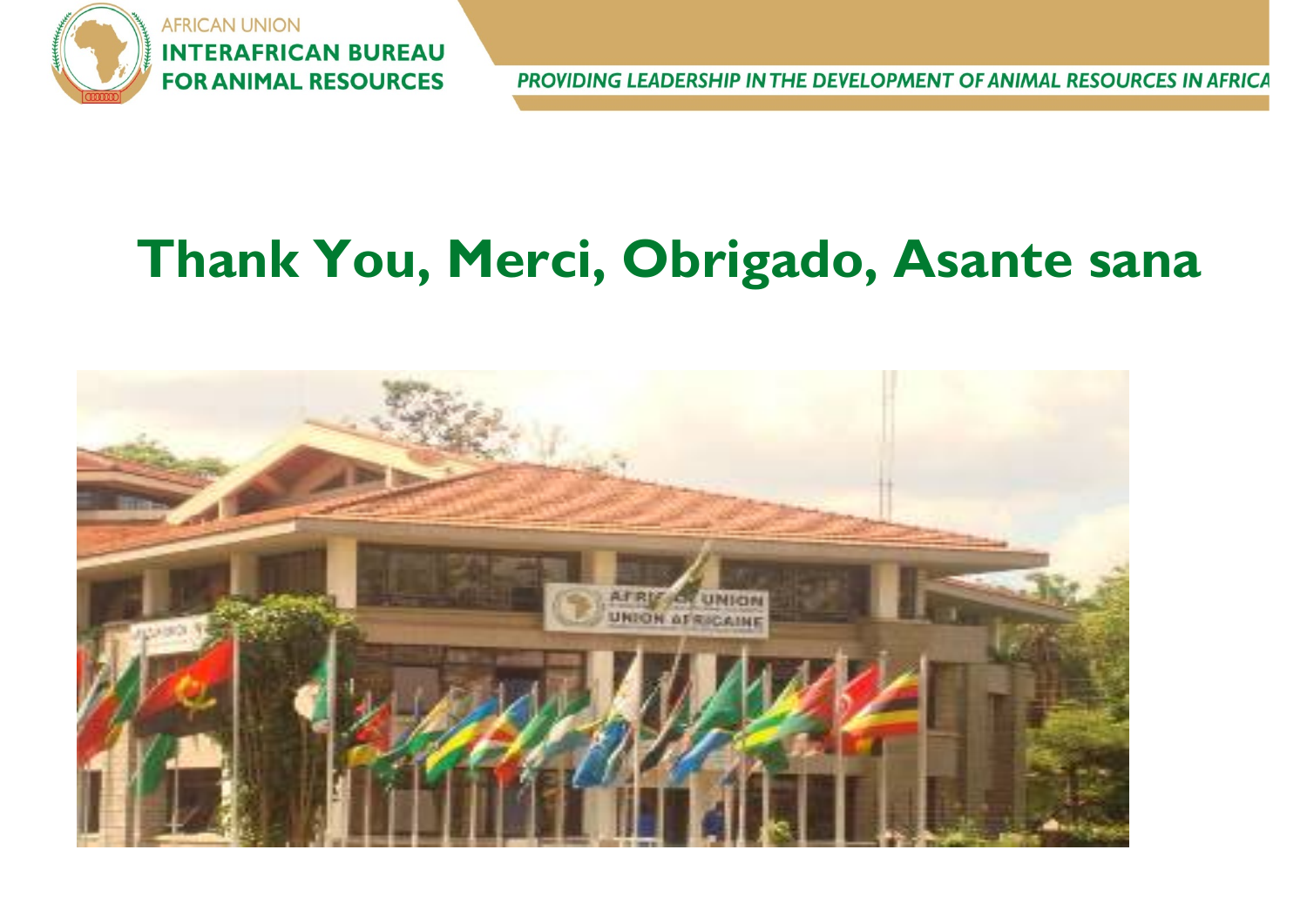# Thank You, Merci, Obrigado, Asante sana